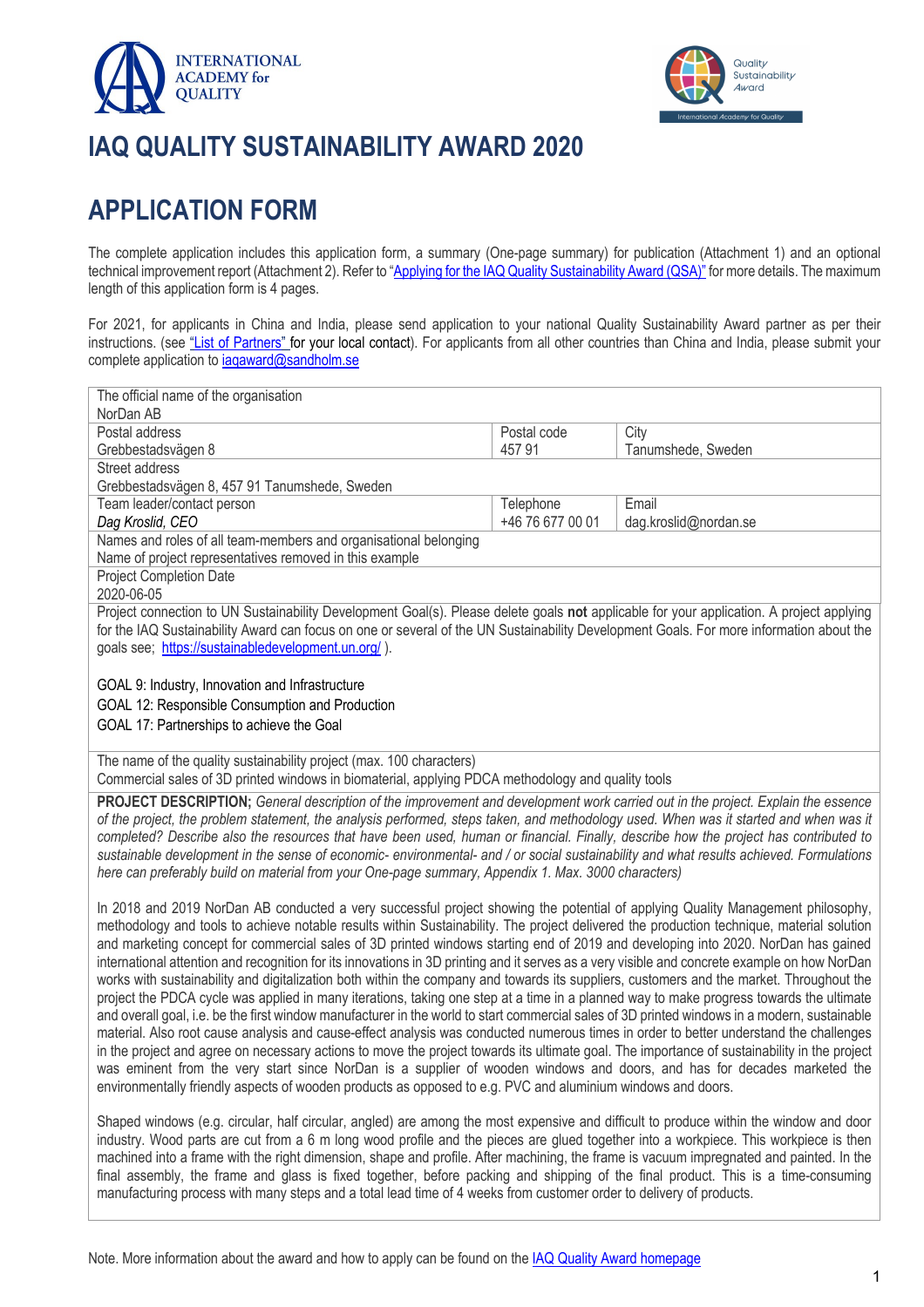# IAQ QUALITY SUSTAINABILITY AWARD 2020

# APPLICATION FORM

The complete application includes this application form, a summary (One-page summary) for publication (Attachment 1) and an optional technical improvement report (Attachment 2). Refer to "Applying for the IAQ Quality Sustainability Award (QSA)" for more details. The maximum length of this application form is 4 pages.

For 2021, for applicants in China and India, please send application to your national Quality Sustainability Award partner as per their instructions. (see "List of Partners" for your local contact). For applicants from all other countries than China and India, please submit your complete application to iaqaward@sandholm.se

| The official name of the organisation<br>NorDan AB | | |
|---|---|---|
| Postal address<br>Grebbestadsvägen 8 | Postal code<br>457 91 | City<br>Tanumshede, Sweden |
| Street address<br>Grebbestadsvägen 8, 457 91 Tanumshede, Sweden | | |
| Team leader/contact person<br>*Dag Kroslid, CEO* | Telephone<br>+46 76 677 00 01 | Email<br>dag.kroslid@nordan.se |
| Names and roles of all team-members and organisational belonging<br>Name of project representatives removed in this example | | |
| Project Completion Date<br>2020-06-05 | | |

Project connection to UN Sustainability Development Goal(s). Please delete goals **not** applicable for your application. A project applying for the IAQ Sustainability Award can focus on one or several of the UN Sustainability Development Goals. For more information about the goals see; https://sustainabledevelopment.un.org/ ).

GOAL 9: Industry, Innovation and Infrastructure

GOAL 12: Responsible Consumption and Production

GOAL 17: Partnerships to achieve the Goal

The name of the quality sustainability project (max. 100 characters)
Commercial sales of 3D printed windows in biomaterial, applying PDCA methodology and quality tools

**PROJECT DESCRIPTION;** *General description of the improvement and development work carried out in the project. Explain the essence of the project, the problem statement, the analysis performed, steps taken, and methodology used. When was it started and when was it completed? Describe also the resources that have been used, human or financial. Finally, describe how the project has contributed to sustainable development in the sense of economic- environmental- and / or social sustainability and what results achieved. Formulations here can preferably build on material from your One-page summary, Appendix 1. Max. 3000 characters)*

In 2018 and 2019 NorDan AB conducted a very successful project showing the potential of applying Quality Management philosophy, methodology and tools to achieve notable results within Sustainability. The project delivered the production technique, material solution and marketing concept for commercial sales of 3D printed windows starting end of 2019 and developing into 2020. NorDan has gained international attention and recognition for its innovations in 3D printing and it serves as a very visible and concrete example on how NorDan works with sustainability and digitalization both within the company and towards its suppliers, customers and the market. Throughout the project the PDCA cycle was applied in many iterations, taking one step at a time in a planned way to make progress towards the ultimate and overall goal, i.e. be the first window manufacturer in the world to start commercial sales of 3D printed windows in a modern, sustainable material. Also root cause analysis and cause-effect analysis was conducted numerous times in order to better understand the challenges in the project and agree on necessary actions to move the project towards its ultimate goal. The importance of sustainability in the project was eminent from the very start since NorDan is a supplier of wooden windows and doors, and has for decades marketed the environmentally friendly aspects of wooden products as opposed to e.g. PVC and aluminium windows and doors.

Shaped windows (e.g. circular, half circular, angled) are among the most expensive and difficult to produce within the window and door industry. Wood parts are cut from a 6 m long wood profile and the pieces are glued together into a workpiece. This workpiece is then machined into a frame with the right dimension, shape and profile. After machining, the frame is vacuum impregnated and painted. In the final assembly, the frame and glass is fixed together, before packing and shipping of the final product. This is a time-consuming manufacturing process with many steps and a total lead time of 4 weeks from customer order to delivery of products.

Note. More information about the award and how to apply can be found on the IAQ Quality Award homepage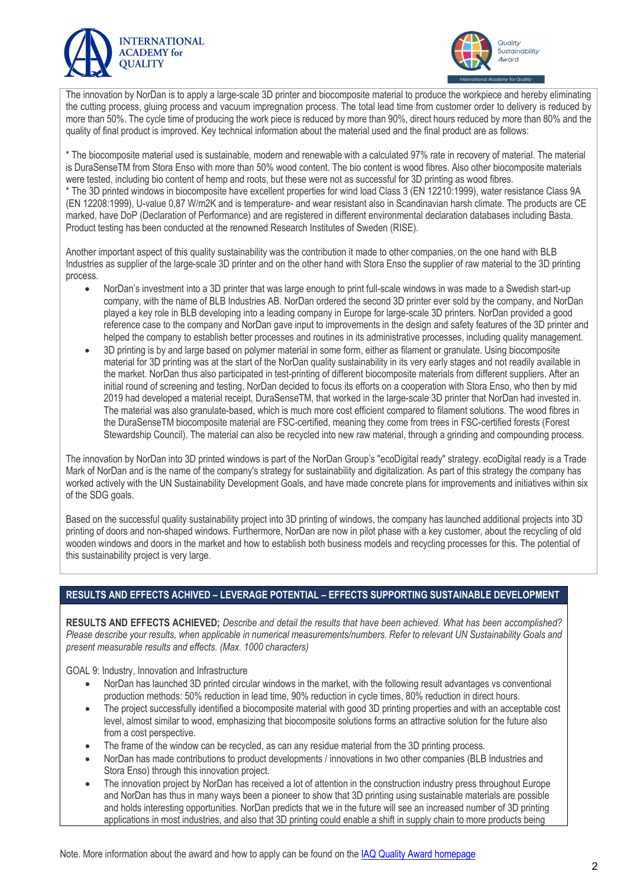The innovation by NorDan is to apply a large-scale 3D printer and biocomposite material to produce the workpiece and hereby eliminating the cutting process, gluing process and vacuum impregnation process. The total lead time from customer order to delivery is reduced by more than 50%. The cycle time of producing the work piece is reduced by more than 90%, direct hours reduced by more than 80% and the quality of final product is improved. Key technical information about the material used and the final product are as follows:

* The biocomposite material used is sustainable, modern and renewable with a calculated 97% rate in recovery of material. The material is DuraSenseTM from Stora Enso with more than 50% wood content. The bio content is wood fibres. Also other biocomposite materials were tested, including bio content of hemp and roots, but these were not as successful for 3D printing as wood fibres.
* The 3D printed windows in biocomposite have excellent properties for wind load Class 3 (EN 12210:1999), water resistance Class 9A (EN 12208:1999), U-value 0,87 W/m2K and is temperature- and wear resistant also in Scandinavian harsh climate. The products are CE marked, have DoP (Declaration of Performance) and are registered in different environmental declaration databases including Basta. Product testing has been conducted at the renowned Research Institutes of Sweden (RISE).

Another important aspect of this quality sustainability was the contribution it made to other companies, on the one hand with BLB Industries as supplier of the large-scale 3D printer and on the other hand with Stora Enso the supplier of raw material to the 3D printing process.

- NorDan's investment into a 3D printer that was large enough to print full-scale windows in was made to a Swedish start-up company, with the name of BLB Industries AB. NorDan ordered the second 3D printer ever sold by the company, and NorDan played a key role in BLB developing into a leading company in Europe for large-scale 3D printers. NorDan provided a good reference case to the company and NorDan gave input to improvements in the design and safety features of the 3D printer and helped the company to establish better processes and routines in its administrative processes, including quality management.
- 3D printing is by and large based on polymer material in some form, either as filament or granulate. Using biocomposite material for 3D printing was at the start of the NorDan quality sustainability in its very early stages and not readily available in the market. NorDan thus also participated in test-printing of different biocomposite materials from different suppliers. After an initial round of screening and testing, NorDan decided to focus its efforts on a cooperation with Stora Enso, who then by mid 2019 had developed a material receipt, DuraSenseTM, that worked in the large-scale 3D printer that NorDan had invested in. The material was also granulate-based, which is much more cost efficient compared to filament solutions. The wood fibres in the DuraSenseTM biocomposite material are FSC-certified, meaning they come from trees in FSC-certified forests (Forest Stewardship Council). The material can also be recycled into new raw material, through a grinding and compounding process.

The innovation by NorDan into 3D printed windows is part of the NorDan Group's "ecoDigital ready" strategy. ecoDigital ready is a Trade Mark of NorDan and is the name of the company's strategy for sustainability and digitalization. As part of this strategy the company has worked actively with the UN Sustainability Development Goals, and have made concrete plans for improvements and initiatives within six of the SDG goals.

Based on the successful quality sustainability project into 3D printing of windows, the company has launched additional projects into 3D printing of doors and non-shaped windows. Furthermore, NorDan are now in pilot phase with a key customer, about the recycling of old wooden windows and doors in the market and how to establish both business models and recycling processes for this. The potential of this sustainability project is very large.

## RESULTS AND EFFECTS ACHIVED – LEVERAGE POTENTIAL – EFFECTS SUPPORTING SUSTAINABLE DEVELOPMENT

**RESULTS AND EFFECTS ACHIEVED;** *Describe and detail the results that have been achieved. What has been accomplished? Please describe your results, when applicable in numerical measurements/numbers. Refer to relevant UN Sustainability Goals and present measurable results and effects. (Max. 1000 characters)*

GOAL 9: Industry, Innovation and Infrastructure

- NorDan has launched 3D printed circular windows in the market, with the following result advantages vs conventional production methods: 50% reduction in lead time, 90% reduction in cycle times, 80% reduction in direct hours.
- The project successfully identified a biocomposite material with good 3D printing properties and with an acceptable cost level, almost similar to wood, emphasizing that biocomposite solutions forms an attractive solution for the future also from a cost perspective.
- The frame of the window can be recycled, as can any residue material from the 3D printing process.
- NorDan has made contributions to product developments / innovations in two other companies (BLB Industries and Stora Enso) through this innovation project.
- The innovation project by NorDan has received a lot of attention in the construction industry press throughout Europe and NorDan has thus in many ways been a pioneer to show that 3D printing using sustainable materials are possible and holds interesting opportunities. NorDan predicts that we in the future will see an increased number of 3D printing applications in most industries, and also that 3D printing could enable a shift in supply chain to more products being

Note. More information about the award and how to apply can be found on the IAQ Quality Award homepage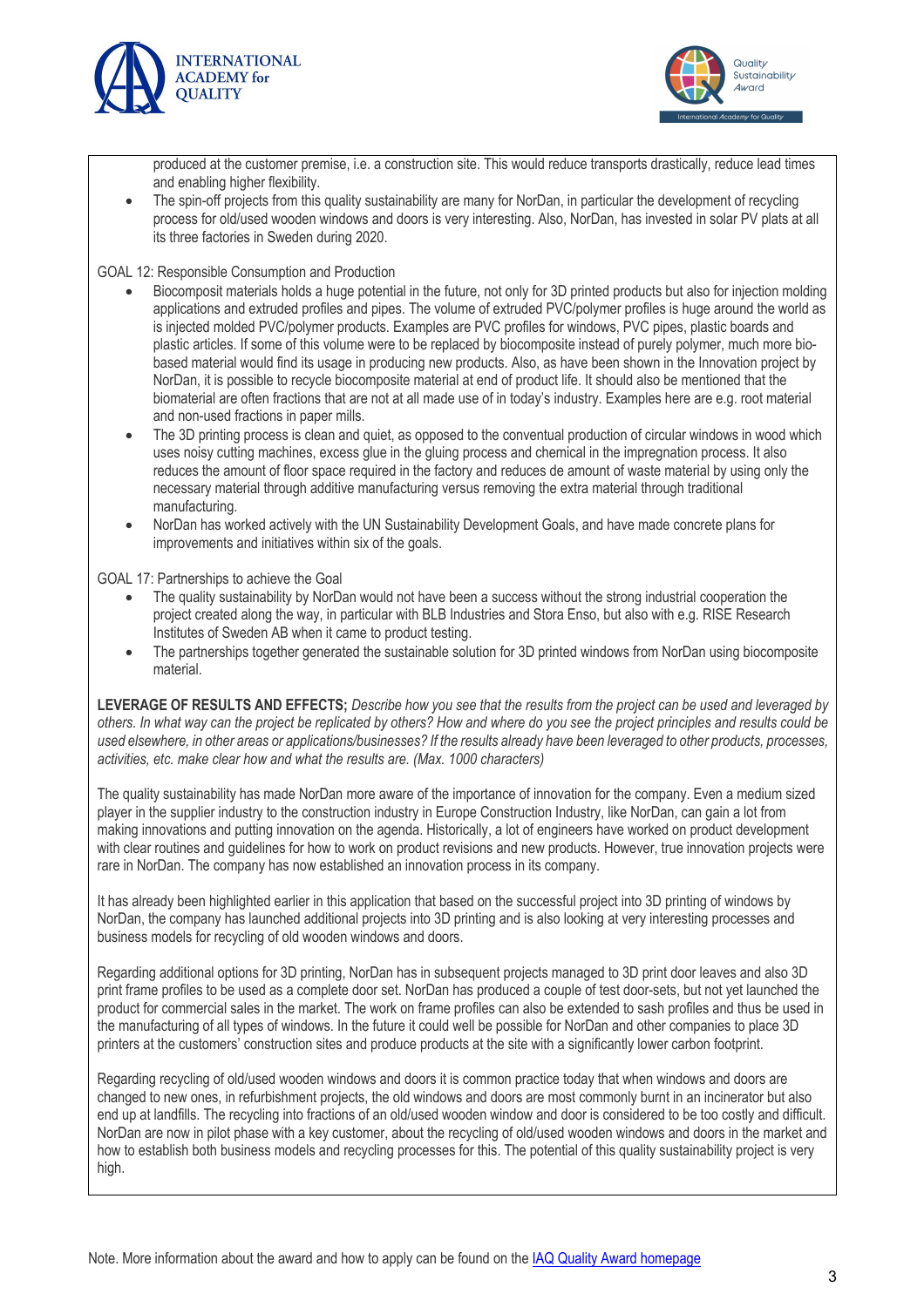produced at the customer premise, i.e. a construction site. This would reduce transports drastically, reduce lead times and enabling higher flexibility.

- The spin-off projects from this quality sustainability are many for NorDan, in particular the development of recycling process for old/used wooden windows and doors is very interesting. Also, NorDan, has invested in solar PV plats at all its three factories in Sweden during 2020.

GOAL 12: Responsible Consumption and Production

- Biocomposit materials holds a huge potential in the future, not only for 3D printed products but also for injection molding applications and extruded profiles and pipes. The volume of extruded PVC/polymer profiles is huge around the world as is injected molded PVC/polymer products. Examples are PVC profiles for windows, PVC pipes, plastic boards and plastic articles. If some of this volume were to be replaced by biocomposite instead of purely polymer, much more bio-based material would find its usage in producing new products. Also, as have been shown in the Innovation project by NorDan, it is possible to recycle biocomposite material at end of product life. It should also be mentioned that the biomaterial are often fractions that are not at all made use of in today's industry. Examples here are e.g. root material and non-used fractions in paper mills.
- The 3D printing process is clean and quiet, as opposed to the conventual production of circular windows in wood which uses noisy cutting machines, excess glue in the gluing process and chemical in the impregnation process. It also reduces the amount of floor space required in the factory and reduces de amount of waste material by using only the necessary material through additive manufacturing versus removing the extra material through traditional manufacturing.
- NorDan has worked actively with the UN Sustainability Development Goals, and have made concrete plans for improvements and initiatives within six of the goals.

GOAL 17: Partnerships to achieve the Goal

- The quality sustainability by NorDan would not have been a success without the strong industrial cooperation the project created along the way, in particular with BLB Industries and Stora Enso, but also with e.g. RISE Research Institutes of Sweden AB when it came to product testing.
- The partnerships together generated the sustainable solution for 3D printed windows from NorDan using biocomposite material.

**LEVERAGE OF RESULTS AND EFFECTS;** *Describe how you see that the results from the project can be used and leveraged by others. In what way can the project be replicated by others? How and where do you see the project principles and results could be used elsewhere, in other areas or applications/businesses? If the results already have been leveraged to other products, processes, activities, etc. make clear how and what the results are. (Max. 1000 characters)*

The quality sustainability has made NorDan more aware of the importance of innovation for the company. Even a medium sized player in the supplier industry to the construction industry in Europe Construction Industry, like NorDan, can gain a lot from making innovations and putting innovation on the agenda. Historically, a lot of engineers have worked on product development with clear routines and guidelines for how to work on product revisions and new products. However, true innovation projects were rare in NorDan. The company has now established an innovation process in its company.

It has already been highlighted earlier in this application that based on the successful project into 3D printing of windows by NorDan, the company has launched additional projects into 3D printing and is also looking at very interesting processes and business models for recycling of old wooden windows and doors.

Regarding additional options for 3D printing, NorDan has in subsequent projects managed to 3D print door leaves and also 3D print frame profiles to be used as a complete door set. NorDan has produced a couple of test door-sets, but not yet launched the product for commercial sales in the market. The work on frame profiles can also be extended to sash profiles and thus be used in the manufacturing of all types of windows. In the future it could well be possible for NorDan and other companies to place 3D printers at the customers' construction sites and produce products at the site with a significantly lower carbon footprint.

Regarding recycling of old/used wooden windows and doors it is common practice today that when windows and doors are changed to new ones, in refurbishment projects, the old windows and doors are most commonly burnt in an incinerator but also end up at landfills. The recycling into fractions of an old/used wooden window and door is considered to be too costly and difficult. NorDan are now in pilot phase with a key customer, about the recycling of old/used wooden windows and doors in the market and how to establish both business models and recycling processes for this. The potential of this quality sustainability project is very high.

Note. More information about the award and how to apply can be found on the IAQ Quality Award homepage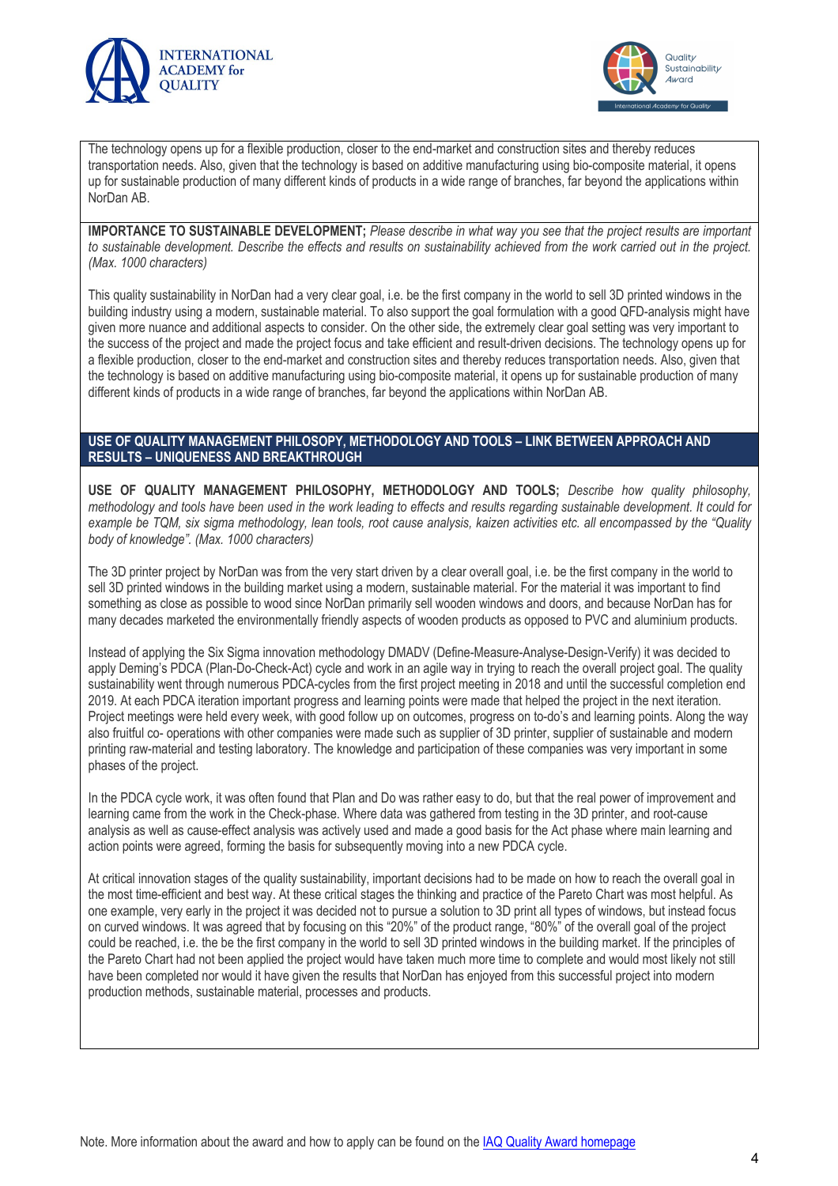The technology opens up for a flexible production, closer to the end-market and construction sites and thereby reduces transportation needs. Also, given that the technology is based on additive manufacturing using bio-composite material, it opens up for sustainable production of many different kinds of products in a wide range of branches, far beyond the applications within NorDan AB.

**IMPORTANCE TO SUSTAINABLE DEVELOPMENT;** *Please describe in what way you see that the project results are important to sustainable development. Describe the effects and results on sustainability achieved from the work carried out in the project. (Max. 1000 characters)*

This quality sustainability in NorDan had a very clear goal, i.e. be the first company in the world to sell 3D printed windows in the building industry using a modern, sustainable material. To also support the goal formulation with a good QFD-analysis might have given more nuance and additional aspects to consider. On the other side, the extremely clear goal setting was very important to the success of the project and made the project focus and take efficient and result-driven decisions. The technology opens up for a flexible production, closer to the end-market and construction sites and thereby reduces transportation needs. Also, given that the technology is based on additive manufacturing using bio-composite material, it opens up for sustainable production of many different kinds of products in a wide range of branches, far beyond the applications within NorDan AB.

## USE OF QUALITY MANAGEMENT PHILOSOPY, METHODOLOGY AND TOOLS – LINK BETWEEN APPROACH AND RESULTS – UNIQUENESS AND BREAKTHROUGH

**USE OF QUALITY MANAGEMENT PHILOSOPHY, METHODOLOGY AND TOOLS;** *Describe how quality philosophy, methodology and tools have been used in the work leading to effects and results regarding sustainable development. It could for example be TQM, six sigma methodology, lean tools, root cause analysis, kaizen activities etc. all encompassed by the "Quality body of knowledge". (Max. 1000 characters)*

The 3D printer project by NorDan was from the very start driven by a clear overall goal, i.e. be the first company in the world to sell 3D printed windows in the building market using a modern, sustainable material. For the material it was important to find something as close as possible to wood since NorDan primarily sell wooden windows and doors, and because NorDan has for many decades marketed the environmentally friendly aspects of wooden products as opposed to PVC and aluminium products.

Instead of applying the Six Sigma innovation methodology DMADV (Define-Measure-Analyse-Design-Verify) it was decided to apply Deming's PDCA (Plan-Do-Check-Act) cycle and work in an agile way in trying to reach the overall project goal. The quality sustainability went through numerous PDCA-cycles from the first project meeting in 2018 and until the successful completion end 2019. At each PDCA iteration important progress and learning points were made that helped the project in the next iteration. Project meetings were held every week, with good follow up on outcomes, progress on to-do's and learning points. Along the way also fruitful co- operations with other companies were made such as supplier of 3D printer, supplier of sustainable and modern printing raw-material and testing laboratory. The knowledge and participation of these companies was very important in some phases of the project.

In the PDCA cycle work, it was often found that Plan and Do was rather easy to do, but that the real power of improvement and learning came from the work in the Check-phase. Where data was gathered from testing in the 3D printer, and root-cause analysis as well as cause-effect analysis was actively used and made a good basis for the Act phase where main learning and action points were agreed, forming the basis for subsequently moving into a new PDCA cycle.

At critical innovation stages of the quality sustainability, important decisions had to be made on how to reach the overall goal in the most time-efficient and best way. At these critical stages the thinking and practice of the Pareto Chart was most helpful. As one example, very early in the project it was decided not to pursue a solution to 3D print all types of windows, but instead focus on curved windows. It was agreed that by focusing on this "20%" of the product range, "80%" of the overall goal of the project could be reached, i.e. the be the first company in the world to sell 3D printed windows in the building market. If the principles of the Pareto Chart had not been applied the project would have taken much more time to complete and would most likely not still have been completed nor would it have given the results that NorDan has enjoyed from this successful project into modern production methods, sustainable material, processes and products.

Note. More information about the award and how to apply can be found on the [IAQ Quality Award homepage](IAQ Quality Award homepage)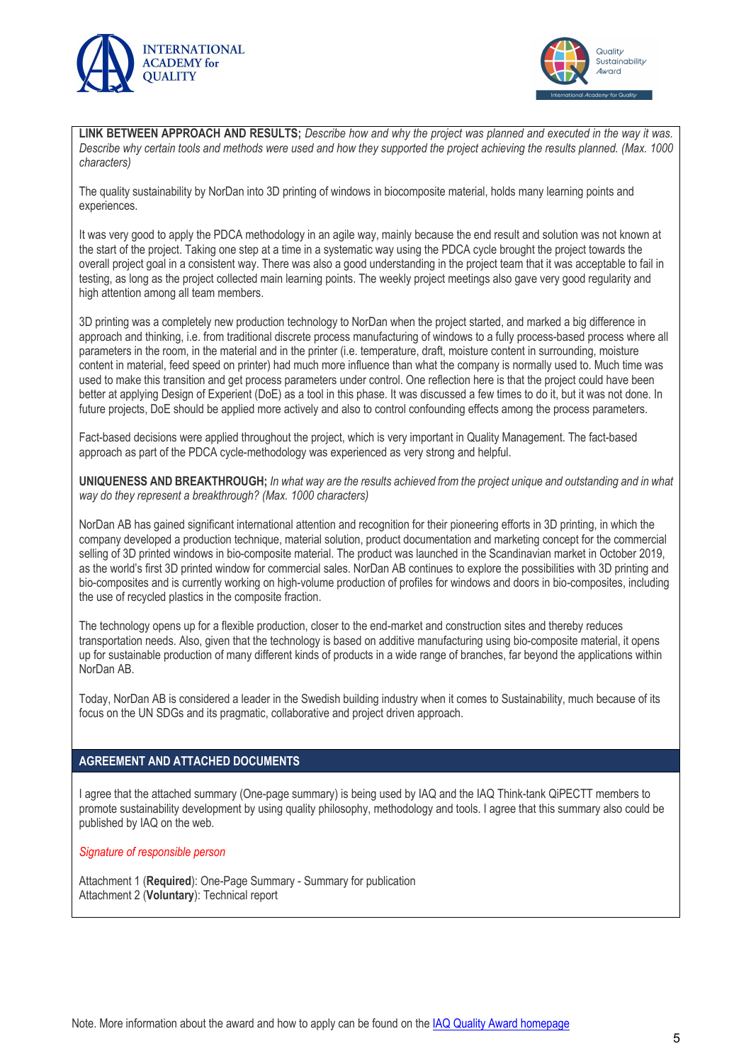**LINK BETWEEN APPROACH AND RESULTS;** *Describe how and why the project was planned and executed in the way it was. Describe why certain tools and methods were used and how they supported the project achieving the results planned. (Max. 1000 characters)*

The quality sustainability by NorDan into 3D printing of windows in biocomposite material, holds many learning points and experiences.

It was very good to apply the PDCA methodology in an agile way, mainly because the end result and solution was not known at the start of the project. Taking one step at a time in a systematic way using the PDCA cycle brought the project towards the overall project goal in a consistent way. There was also a good understanding in the project team that it was acceptable to fail in testing, as long as the project collected main learning points. The weekly project meetings also gave very good regularity and high attention among all team members.

3D printing was a completely new production technology to NorDan when the project started, and marked a big difference in approach and thinking, i.e. from traditional discrete process manufacturing of windows to a fully process-based process where all parameters in the room, in the material and in the printer (i.e. temperature, draft, moisture content in surrounding, moisture content in material, feed speed on printer) had much more influence than what the company is normally used to. Much time was used to make this transition and get process parameters under control. One reflection here is that the project could have been better at applying Design of Experient (DoE) as a tool in this phase. It was discussed a few times to do it, but it was not done. In future projects, DoE should be applied more actively and also to control confounding effects among the process parameters.

Fact-based decisions were applied throughout the project, which is very important in Quality Management. The fact-based approach as part of the PDCA cycle-methodology was experienced as very strong and helpful.

**UNIQUENESS AND BREAKTHROUGH;** *In what way are the results achieved from the project unique and outstanding and in what way do they represent a breakthrough? (Max. 1000 characters)*

NorDan AB has gained significant international attention and recognition for their pioneering efforts in 3D printing, in which the company developed a production technique, material solution, product documentation and marketing concept for the commercial selling of 3D printed windows in bio-composite material. The product was launched in the Scandinavian market in October 2019, as the world's first 3D printed window for commercial sales. NorDan AB continues to explore the possibilities with 3D printing and bio-composites and is currently working on high-volume production of profiles for windows and doors in bio-composites, including the use of recycled plastics in the composite fraction.

The technology opens up for a flexible production, closer to the end-market and construction sites and thereby reduces transportation needs. Also, given that the technology is based on additive manufacturing using bio-composite material, it opens up for sustainable production of many different kinds of products in a wide range of branches, far beyond the applications within NorDan AB.

Today, NorDan AB is considered a leader in the Swedish building industry when it comes to Sustainability, much because of its focus on the UN SDGs and its pragmatic, collaborative and project driven approach.

## AGREEMENT AND ATTACHED DOCUMENTS

I agree that the attached summary (One-page summary) is being used by IAQ and the IAQ Think-tank QiPECTT members to promote sustainability development by using quality philosophy, methodology and tools. I agree that this summary also could be published by IAQ on the web.

*Signature of responsible person*

Attachment 1 (**Required**): One-Page Summary - Summary for publication
Attachment 2 (**Voluntary**): Technical report

Note. More information about the award and how to apply can be found on the [IAQ Quality Award homepage]